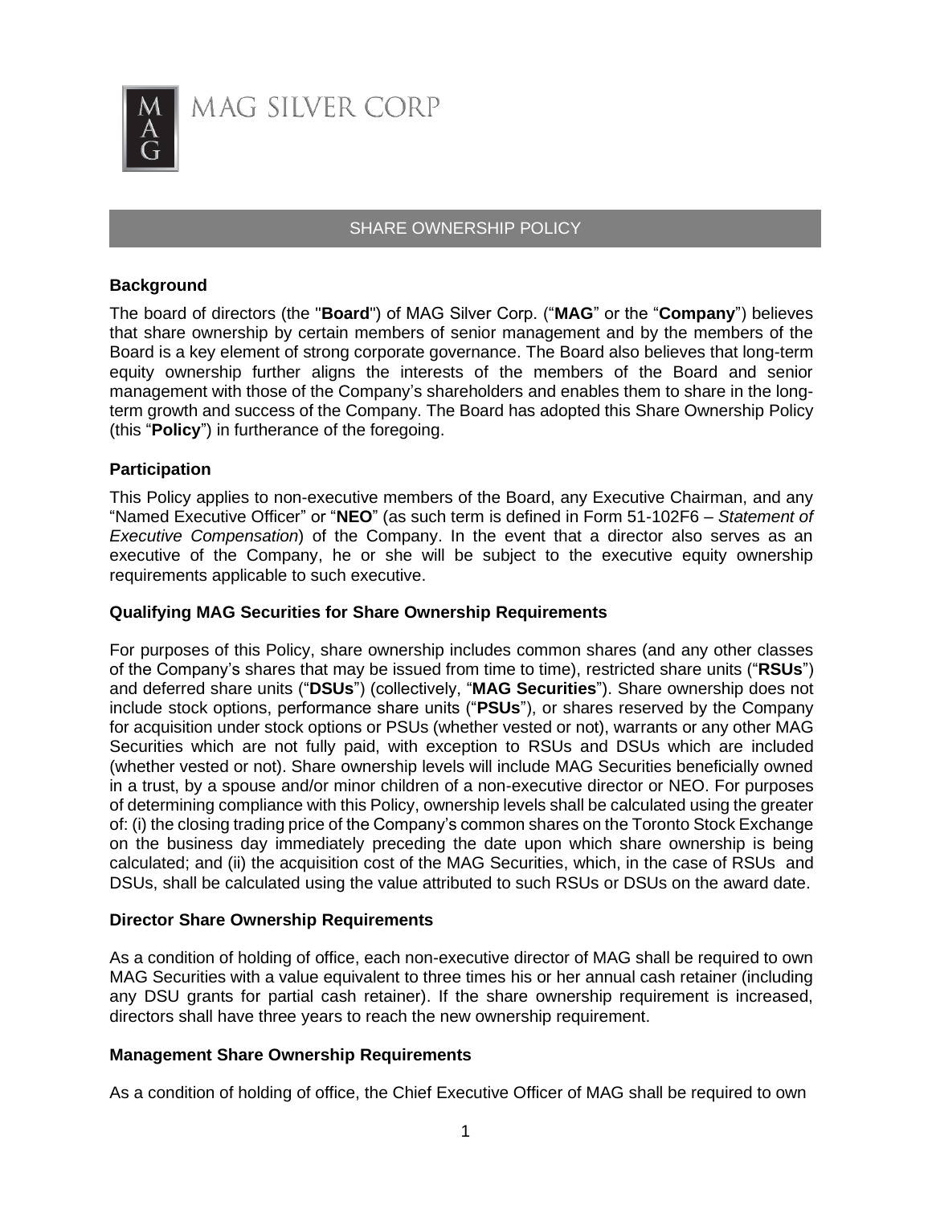MAG SILVER CORP

# SHARE OWNERSHIP POLICY

## Background

The board of directors (the "**Board**") of MAG Silver Corp. ("**MAG**" or the "**Company**") believes that share ownership by certain members of senior management and by the members of the Board is a key element of strong corporate governance. The Board also believes that long-term equity ownership further aligns the interests of the members of the Board and senior management with those of the Company's shareholders and enables them to share in the long-term growth and success of the Company. The Board has adopted this Share Ownership Policy (this "**Policy**") in furtherance of the foregoing.

## Participation

This Policy applies to non-executive members of the Board, any Executive Chairman, and any "Named Executive Officer" or "**NEO**" (as such term is defined in Form 51-102F6 – *Statement of Executive Compensation*) of the Company. In the event that a director also serves as an executive of the Company, he or she will be subject to the executive equity ownership requirements applicable to such executive.

## Qualifying MAG Securities for Share Ownership Requirements

For purposes of this Policy, share ownership includes common shares (and any other classes of the Company's shares that may be issued from time to time), restricted share units ("**RSUs**") and deferred share units ("**DSUs**") (collectively, "**MAG Securities**"). Share ownership does not include stock options, performance share units ("**PSUs**"), or shares reserved by the Company for acquisition under stock options or PSUs (whether vested or not), warrants or any other MAG Securities which are not fully paid, with exception to RSUs and DSUs which are included (whether vested or not). Share ownership levels will include MAG Securities beneficially owned in a trust, by a spouse and/or minor children of a non-executive director or NEO. For purposes of determining compliance with this Policy, ownership levels shall be calculated using the greater of: (i) the closing trading price of the Company's common shares on the Toronto Stock Exchange on the business day immediately preceding the date upon which share ownership is being calculated; and (ii) the acquisition cost of the MAG Securities, which, in the case of RSUs and DSUs, shall be calculated using the value attributed to such RSUs or DSUs on the award date.

## Director Share Ownership Requirements

As a condition of holding of office, each non-executive director of MAG shall be required to own MAG Securities with a value equivalent to three times his or her annual cash retainer (including any DSU grants for partial cash retainer). If the share ownership requirement is increased, directors shall have three years to reach the new ownership requirement.

## Management Share Ownership Requirements

As a condition of holding of office, the Chief Executive Officer of MAG shall be required to own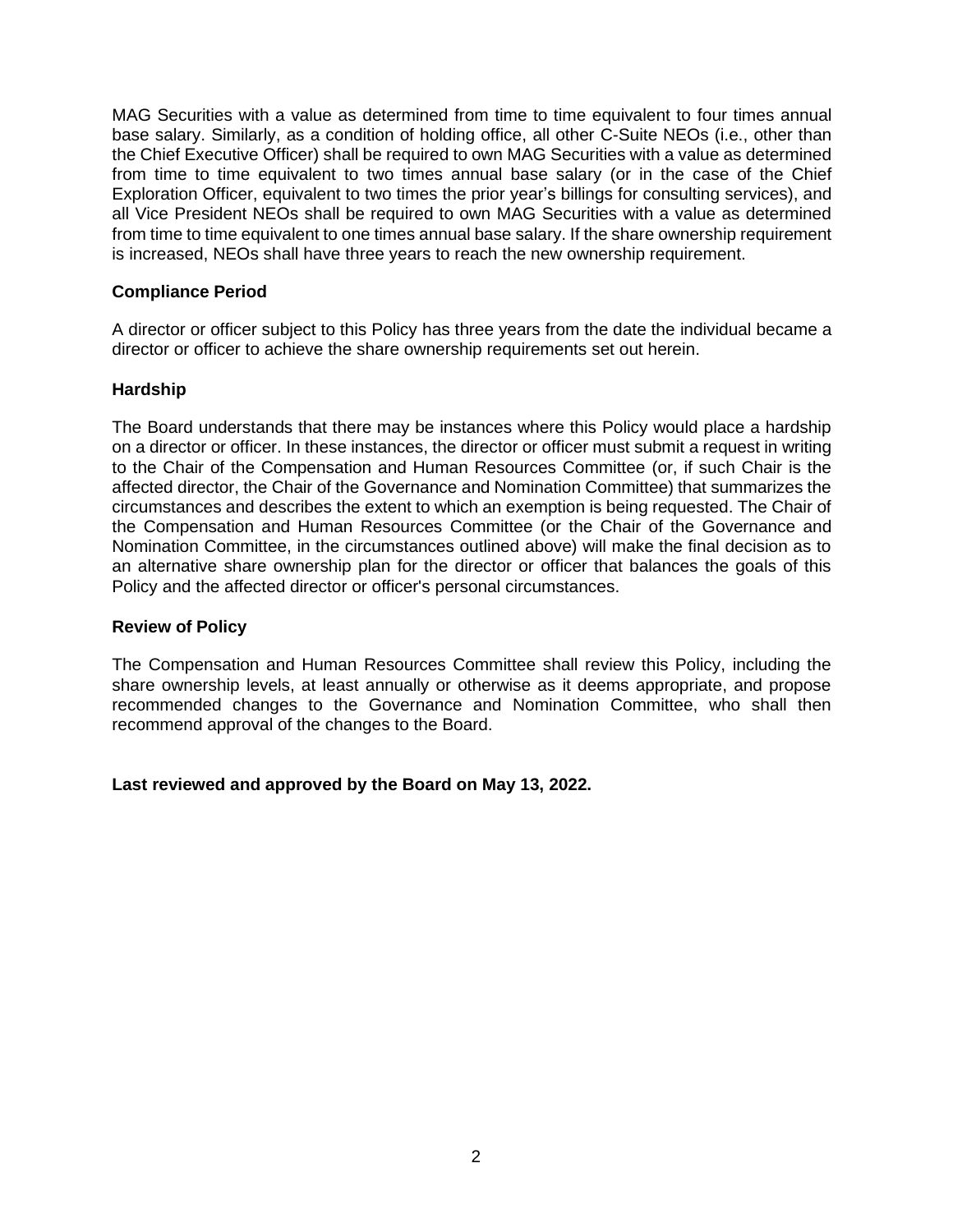MAG Securities with a value as determined from time to time equivalent to four times annual base salary. Similarly, as a condition of holding office, all other C-Suite NEOs (i.e., other than the Chief Executive Officer) shall be required to own MAG Securities with a value as determined from time to time equivalent to two times annual base salary (or in the case of the Chief Exploration Officer, equivalent to two times the prior year's billings for consulting services), and all Vice President NEOs shall be required to own MAG Securities with a value as determined from time to time equivalent to one times annual base salary. If the share ownership requirement is increased, NEOs shall have three years to reach the new ownership requirement.

**Compliance Period**

A director or officer subject to this Policy has three years from the date the individual became a director or officer to achieve the share ownership requirements set out herein.

**Hardship**

The Board understands that there may be instances where this Policy would place a hardship on a director or officer. In these instances, the director or officer must submit a request in writing to the Chair of the Compensation and Human Resources Committee (or, if such Chair is the affected director, the Chair of the Governance and Nomination Committee) that summarizes the circumstances and describes the extent to which an exemption is being requested. The Chair of the Compensation and Human Resources Committee (or the Chair of the Governance and Nomination Committee, in the circumstances outlined above) will make the final decision as to an alternative share ownership plan for the director or officer that balances the goals of this Policy and the affected director or officer's personal circumstances.

**Review of Policy**

The Compensation and Human Resources Committee shall review this Policy, including the share ownership levels, at least annually or otherwise as it deems appropriate, and propose recommended changes to the Governance and Nomination Committee, who shall then recommend approval of the changes to the Board.

**Last reviewed and approved by the Board on May 13, 2022.**